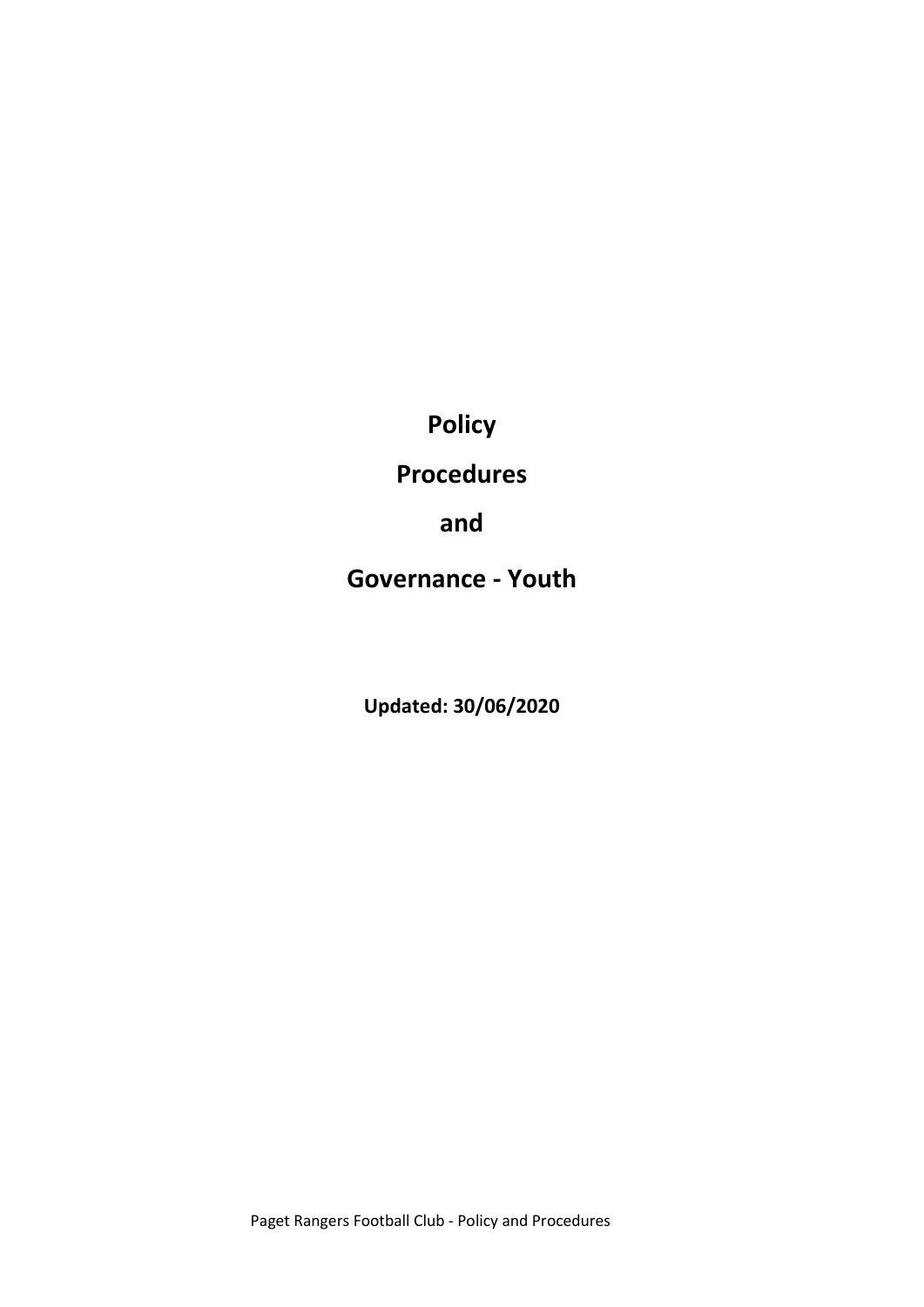# Policy

# Procedures

# and

# Governance - Youth

**Updated: 30/06/2020**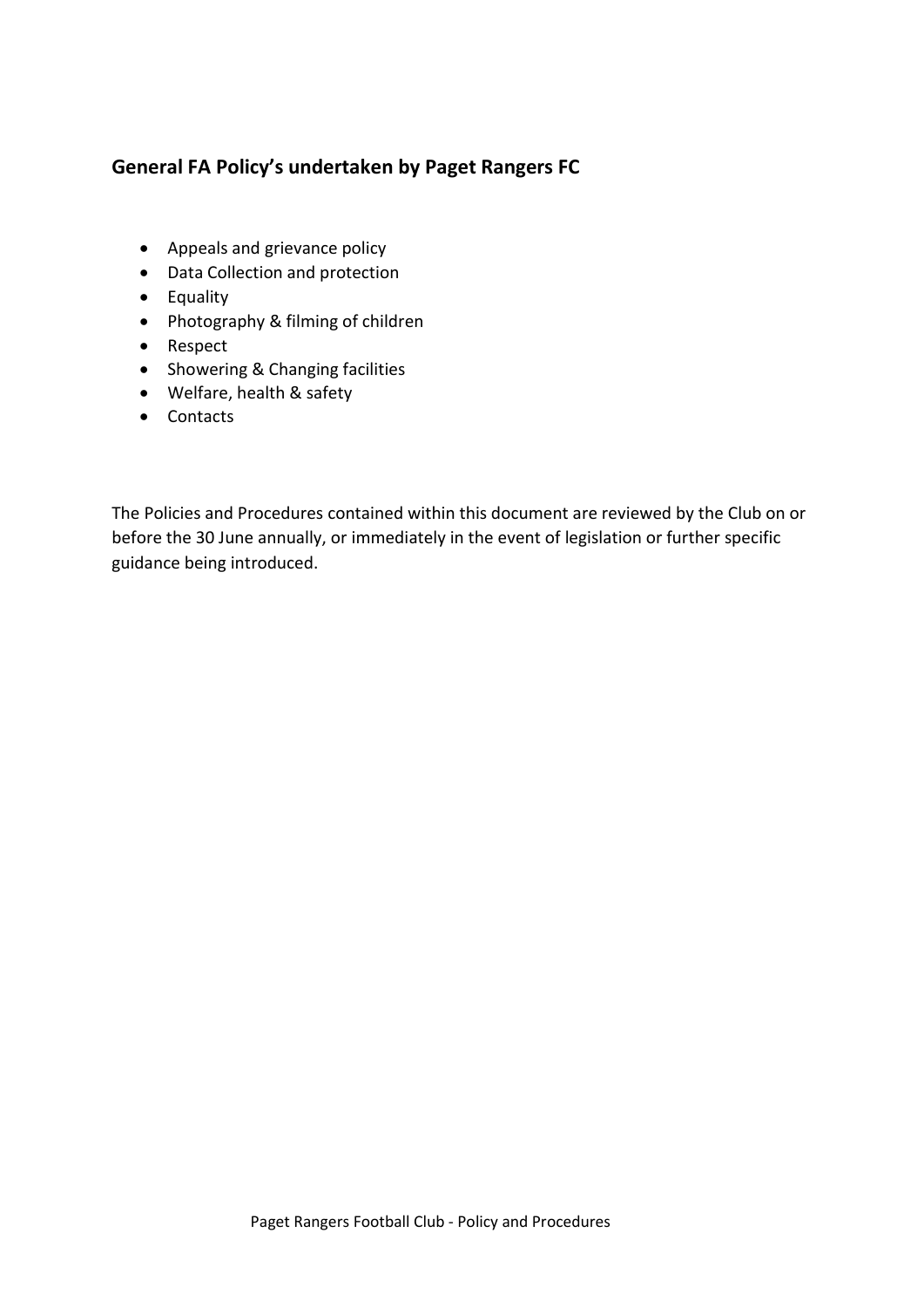## General FA Policy's undertaken by Paget Rangers FC

- Appeals and grievance policy
- Data Collection and protection
- Equality
- Photography & filming of children
- Respect
- Showering & Changing facilities
- Welfare, health & safety
- Contacts

The Policies and Procedures contained within this document are reviewed by the Club on or before the 30 June annually, or immediately in the event of legislation or further specific guidance being introduced.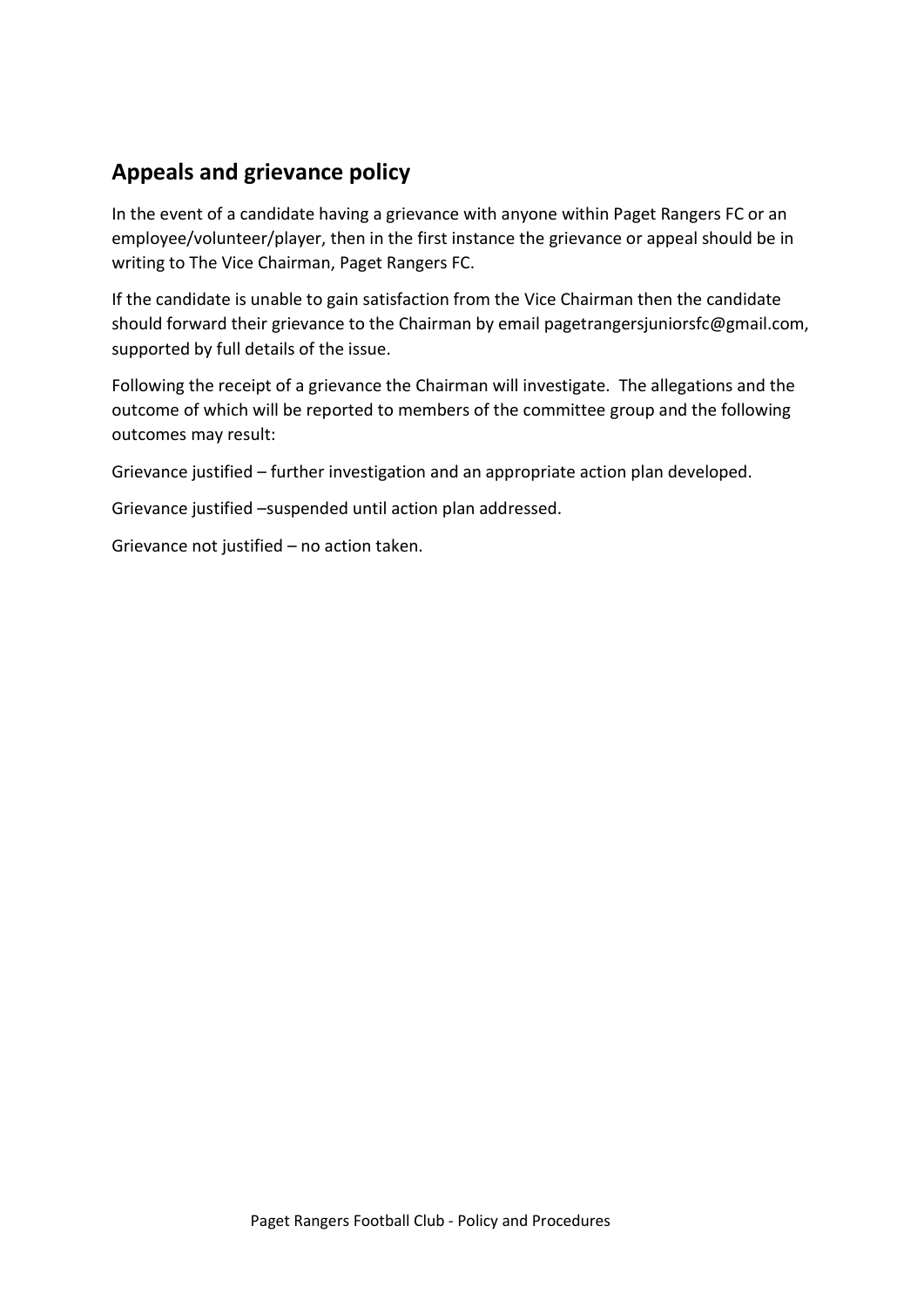## Appeals and grievance policy

In the event of a candidate having a grievance with anyone within Paget Rangers FC or an employee/volunteer/player, then in the first instance the grievance or appeal should be in writing to The Vice Chairman, Paget Rangers FC.

If the candidate is unable to gain satisfaction from the Vice Chairman then the candidate should forward their grievance to the Chairman by email pagetrangersjuniorsfc@gmail.com, supported by full details of the issue.

Following the receipt of a grievance the Chairman will investigate. The allegations and the outcome of which will be reported to members of the committee group and the following outcomes may result:

Grievance justified – further investigation and an appropriate action plan developed.

Grievance justified –suspended until action plan addressed.

Grievance not justified – no action taken.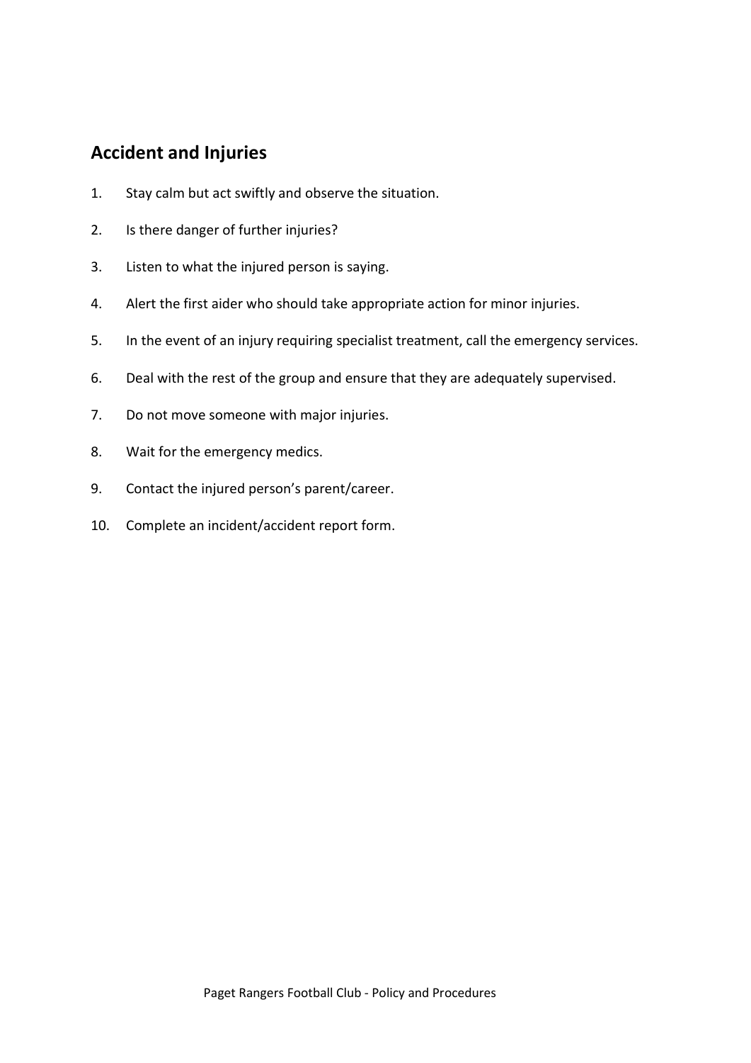## Accident and Injuries

1. Stay calm but act swiftly and observe the situation.
2. Is there danger of further injuries?
3. Listen to what the injured person is saying.
4. Alert the first aider who should take appropriate action for minor injuries.
5. In the event of an injury requiring specialist treatment, call the emergency services.
6. Deal with the rest of the group and ensure that they are adequately supervised.
7. Do not move someone with major injuries.
8. Wait for the emergency medics.
9. Contact the injured person's parent/career.
10. Complete an incident/accident report form.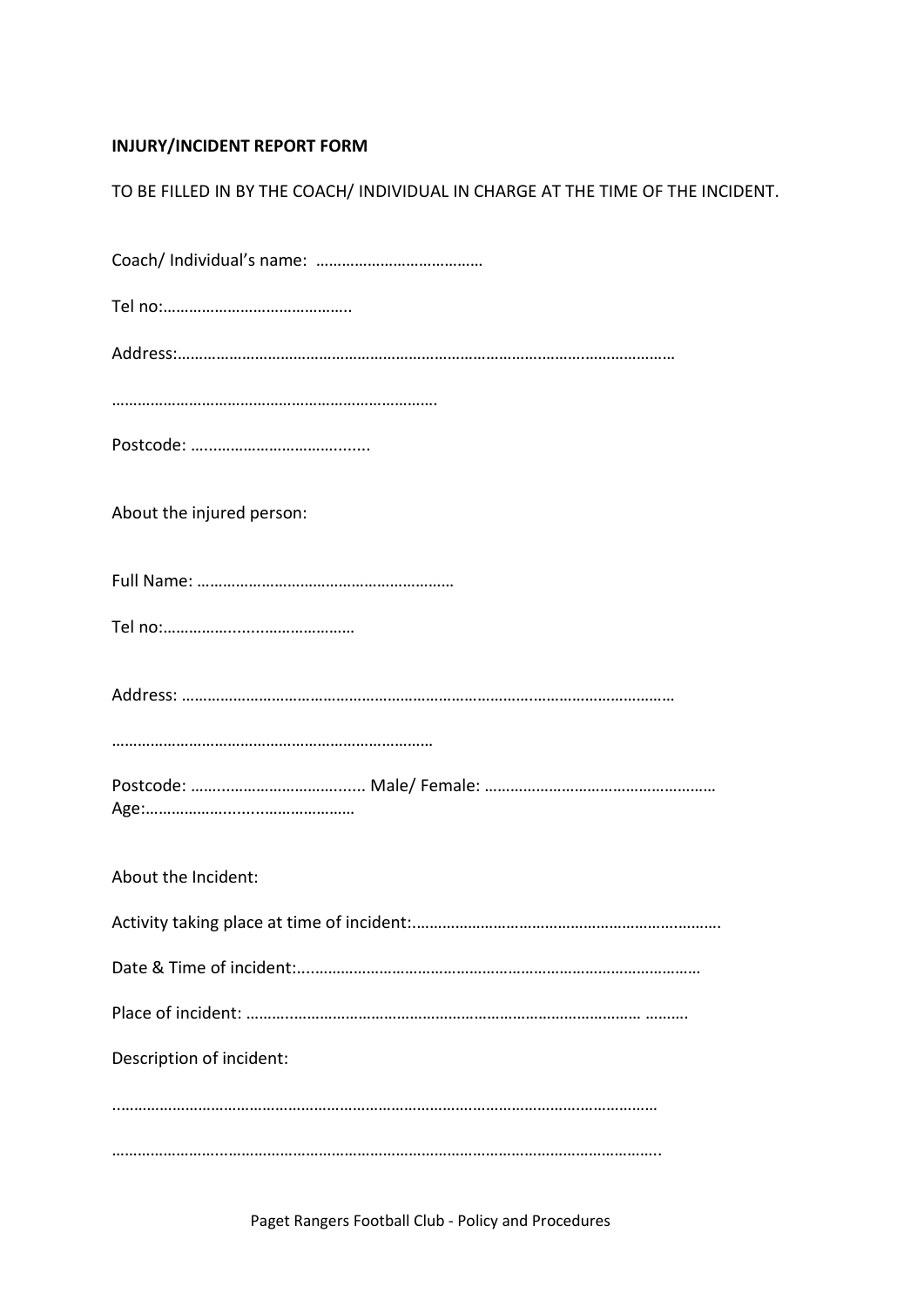**INJURY/INCIDENT REPORT FORM**

TO BE FILLED IN BY THE COACH/ INDIVIDUAL IN CHARGE AT THE TIME OF THE INCIDENT.

Coach/ Individual's name: …………………………………

Tel no:……………………………………..

Address:…………………………………………………………………………………………………………

…………………………………………………………………

Postcode: …..……………………………......

About the injured person:

Full Name: ……………………………………………………

Tel no:………………..........…………………

Address: ………………………………………………………………………………………………………

…………………………………………………………………

Postcode: ……..……………………….…..... Male/ Female: ………………………………………………
Age:………………….........……………………

About the Incident:

Activity taking place at time of incident:……………………………………………………………….……….

Date & Time of incident:..…………………………………………………………………………………

Place of incident: …….……………………………………………………………………… ……….

Description of incident:

..……………………………………………………………………………………………………………………

……………………..………………………………………………………………………………………………..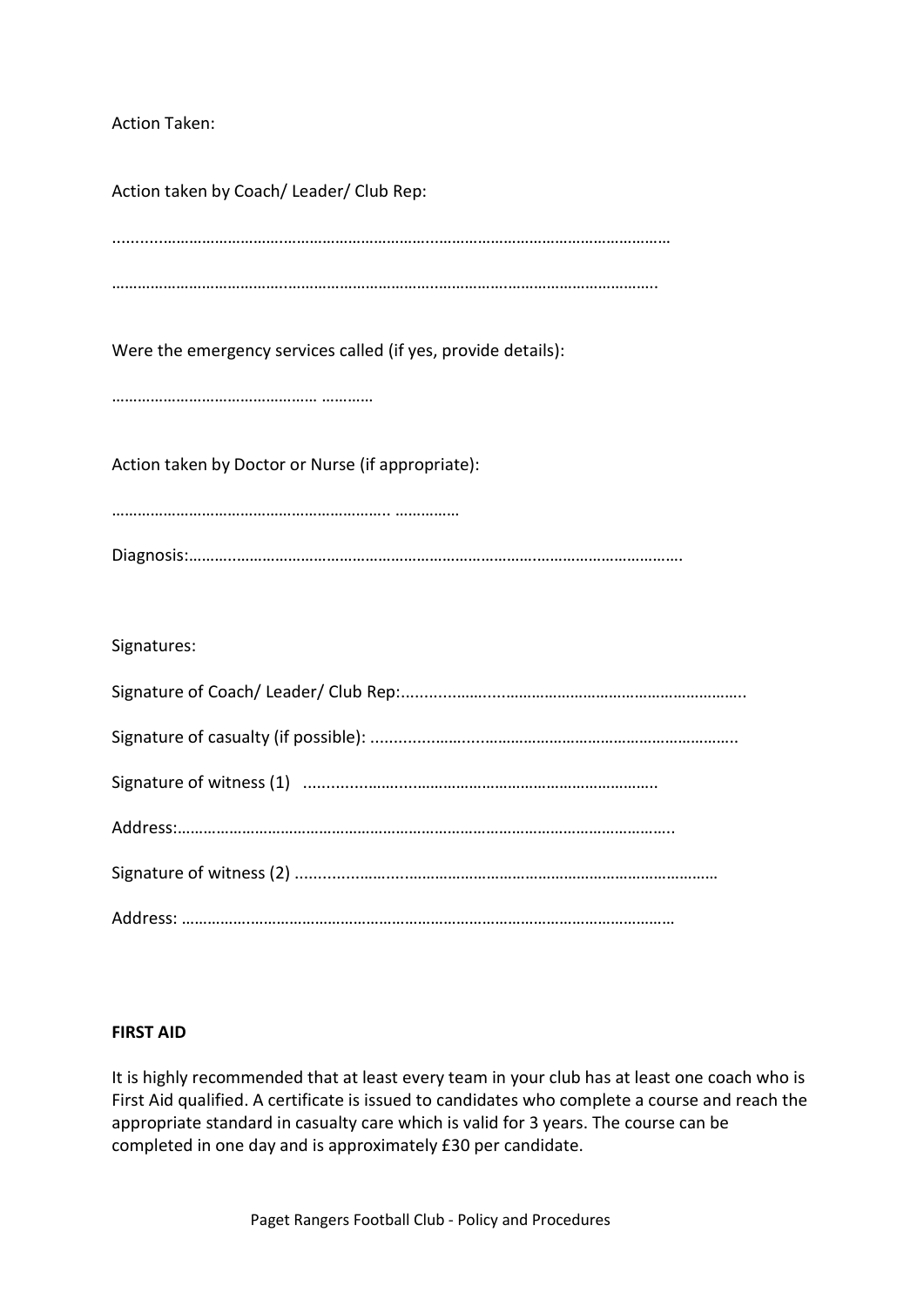Action Taken:

Action taken by Coach/ Leader/ Club Rep:

.......................................................................................................................

.......................................................................................................................

Were the emergency services called (if yes, provide details):

.......................................... ...........

Action taken by Doctor or Nurse (if appropriate):

.......................................................... ..............

Diagnosis:.............................................................................................................

Signatures:

Signature of Coach/ Leader/ Club Rep:...........................................................................

Signature of casualty (if possible): ..............................................................................

Signature of witness (1) ..........................................................................

Address:.................................................................................................................

Signature of witness (2) ...............................................................................................

Address: .................................................................................................................

**FIRST AID**

It is highly recommended that at least every team in your club has at least one coach who is First Aid qualified. A certificate is issued to candidates who complete a course and reach the appropriate standard in casualty care which is valid for 3 years. The course can be completed in one day and is approximately £30 per candidate.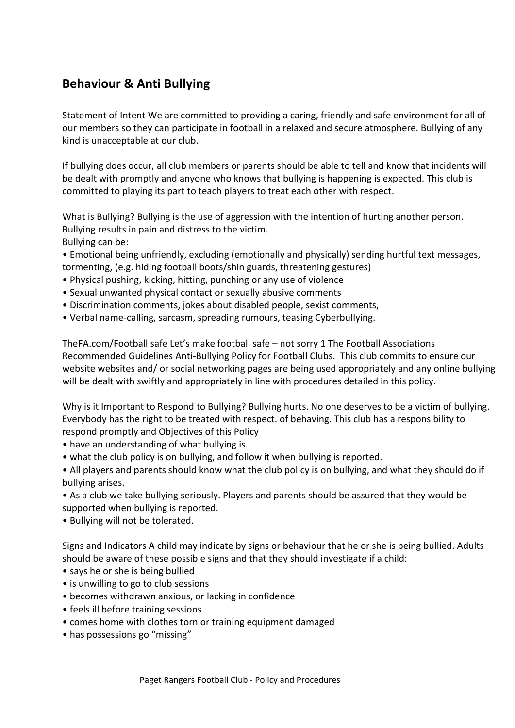## Behaviour & Anti Bullying

Statement of Intent We are committed to providing a caring, friendly and safe environment for all of our members so they can participate in football in a relaxed and secure atmosphere. Bullying of any kind is unacceptable at our club.

If bullying does occur, all club members or parents should be able to tell and know that incidents will be dealt with promptly and anyone who knows that bullying is happening is expected. This club is committed to playing its part to teach players to treat each other with respect.

What is Bullying? Bullying is the use of aggression with the intention of hurting another person. Bullying results in pain and distress to the victim.
Bullying can be:

- Emotional being unfriendly, excluding (emotionally and physically) sending hurtful text messages, tormenting, (e.g. hiding football boots/shin guards, threatening gestures)
- Physical pushing, kicking, hitting, punching or any use of violence
- Sexual unwanted physical contact or sexually abusive comments
- Discrimination comments, jokes about disabled people, sexist comments,
- Verbal name-calling, sarcasm, spreading rumours, teasing Cyberbullying.

TheFA.com/Football safe Let's make football safe – not sorry 1 The Football Associations Recommended Guidelines Anti-Bullying Policy for Football Clubs. This club commits to ensure our website websites and/ or social networking pages are being used appropriately and any online bullying will be dealt with swiftly and appropriately in line with procedures detailed in this policy.

Why is it Important to Respond to Bullying? Bullying hurts. No one deserves to be a victim of bullying. Everybody has the right to be treated with respect. of behaving. This club has a responsibility to respond promptly and Objectives of this Policy

- have an understanding of what bullying is.
- what the club policy is on bullying, and follow it when bullying is reported.
- All players and parents should know what the club policy is on bullying, and what they should do if bullying arises.
- As a club we take bullying seriously. Players and parents should be assured that they would be supported when bullying is reported.
- Bullying will not be tolerated.

Signs and Indicators A child may indicate by signs or behaviour that he or she is being bullied. Adults should be aware of these possible signs and that they should investigate if a child:

- says he or she is being bullied
- is unwilling to go to club sessions
- becomes withdrawn anxious, or lacking in confidence
- feels ill before training sessions
- comes home with clothes torn or training equipment damaged
- has possessions go "missing"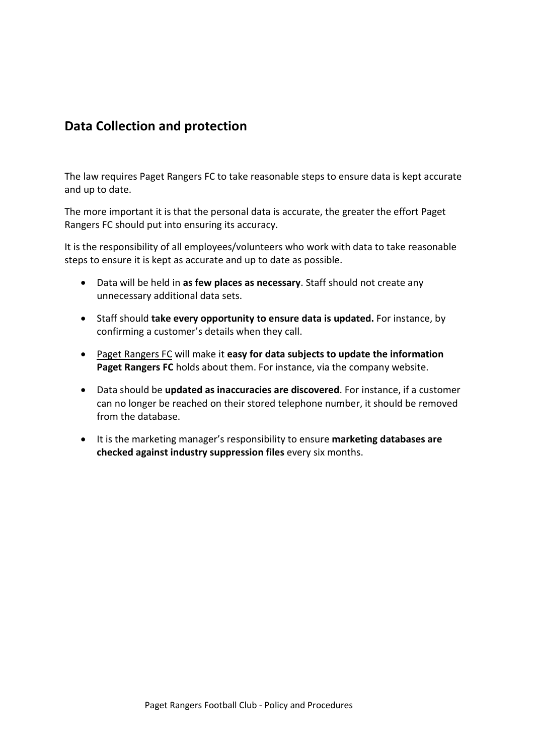## Data Collection and protection

The law requires Paget Rangers FC to take reasonable steps to ensure data is kept accurate and up to date.

The more important it is that the personal data is accurate, the greater the effort Paget Rangers FC should put into ensuring its accuracy.

It is the responsibility of all employees/volunteers who work with data to take reasonable steps to ensure it is kept as accurate and up to date as possible.

- Data will be held in **as few places as necessary**. Staff should not create any unnecessary additional data sets.
- Staff should **take every opportunity to ensure data is updated.** For instance, by confirming a customer's details when they call.
- Paget Rangers FC will make it **easy for data subjects to update the information Paget Rangers FC** holds about them. For instance, via the company website.
- Data should be **updated as inaccuracies are discovered**. For instance, if a customer can no longer be reached on their stored telephone number, it should be removed from the database.
- It is the marketing manager's responsibility to ensure **marketing databases are checked against industry suppression files** every six months.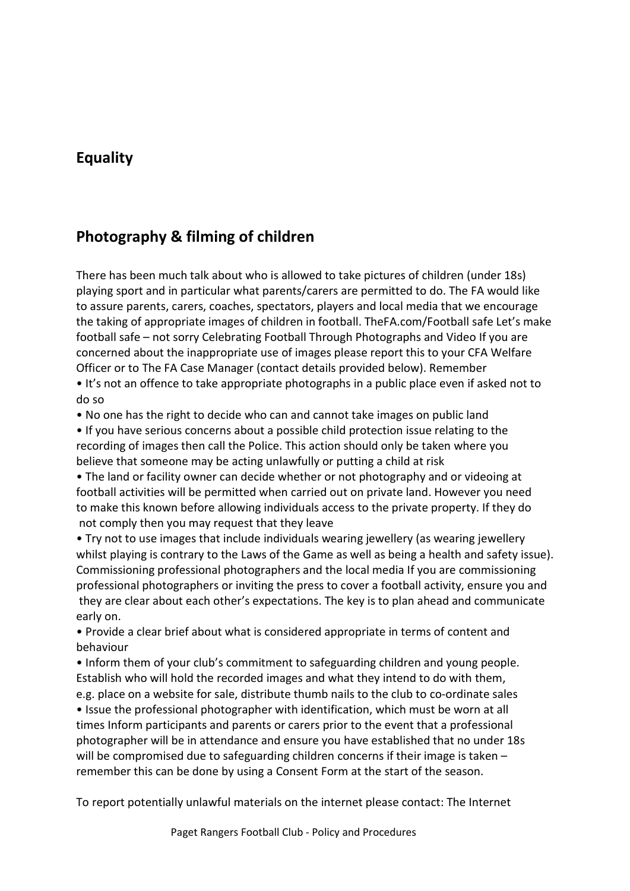## Equality

## Photography & filming of children

There has been much talk about who is allowed to take pictures of children (under 18s) playing sport and in particular what parents/carers are permitted to do. The FA would like to assure parents, carers, coaches, spectators, players and local media that we encourage the taking of appropriate images of children in football. TheFA.com/Football safe Let's make football safe – not sorry Celebrating Football Through Photographs and Video If you are concerned about the inappropriate use of images please report this to your CFA Welfare Officer or to The FA Case Manager (contact details provided below). Remember

- It's not an offence to take appropriate photographs in a public place even if asked not to do so
- No one has the right to decide who can and cannot take images on public land
- If you have serious concerns about a possible child protection issue relating to the recording of images then call the Police. This action should only be taken where you believe that someone may be acting unlawfully or putting a child at risk
- The land or facility owner can decide whether or not photography and or videoing at football activities will be permitted when carried out on private land. However you need to make this known before allowing individuals access to the private property. If they do not comply then you may request that they leave
- Try not to use images that include individuals wearing jewellery (as wearing jewellery whilst playing is contrary to the Laws of the Game as well as being a health and safety issue). Commissioning professional photographers and the local media If you are commissioning professional photographers or inviting the press to cover a football activity, ensure you and they are clear about each other's expectations. The key is to plan ahead and communicate early on.
- Provide a clear brief about what is considered appropriate in terms of content and behaviour
- Inform them of your club's commitment to safeguarding children and young people. Establish who will hold the recorded images and what they intend to do with them, e.g. place on a website for sale, distribute thumb nails to the club to co-ordinate sales
- Issue the professional photographer with identification, which must be worn at all times Inform participants and parents or carers prior to the event that a professional photographer will be in attendance and ensure you have established that no under 18s will be compromised due to safeguarding children concerns if their image is taken – remember this can be done by using a Consent Form at the start of the season.

To report potentially unlawful materials on the internet please contact: The Internet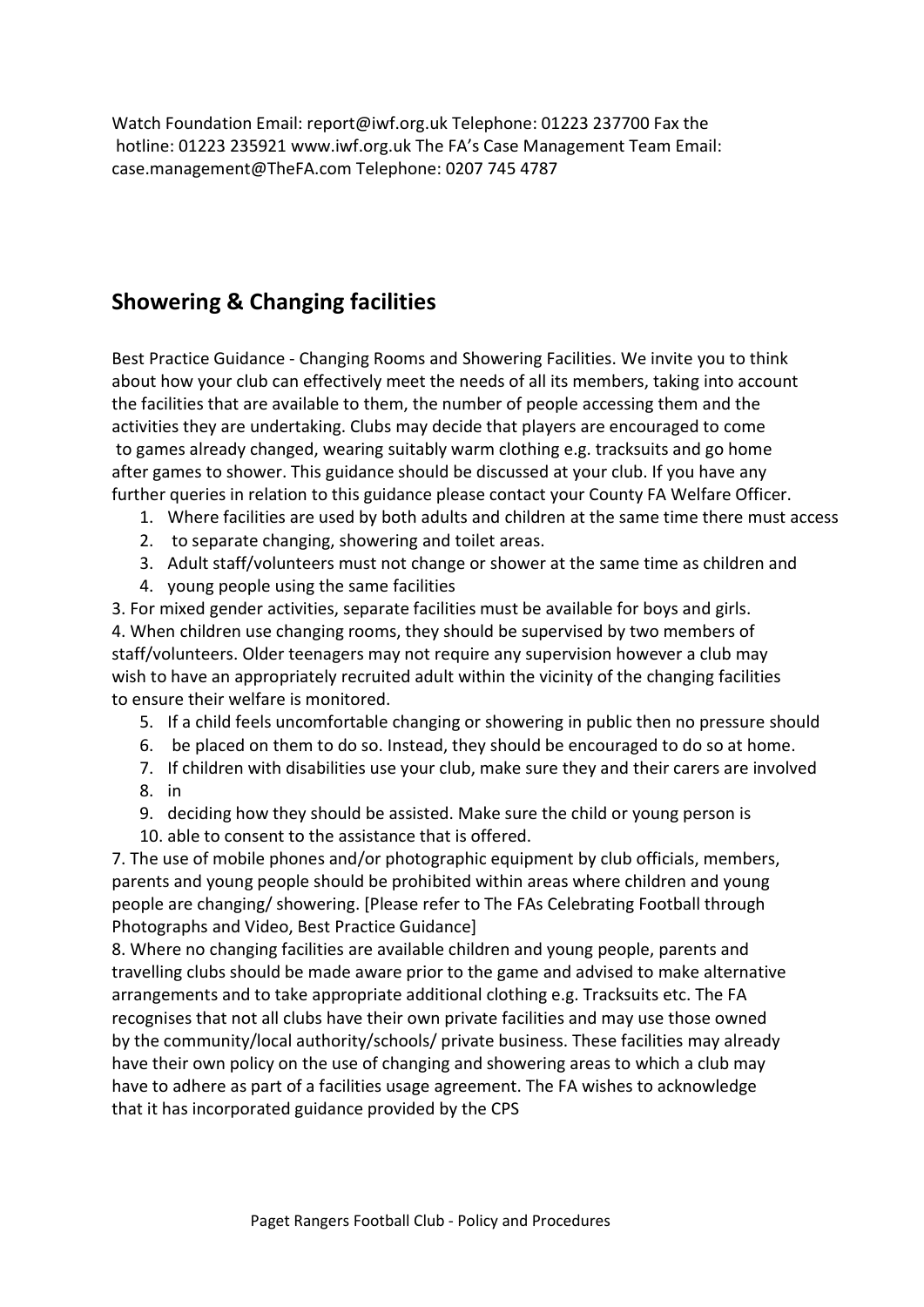Watch Foundation Email: report@iwf.org.uk Telephone: 01223 237700 Fax the hotline: 01223 235921 www.iwf.org.uk The FA's Case Management Team Email: case.management@TheFA.com Telephone: 0207 745 4787

## Showering & Changing facilities

Best Practice Guidance - Changing Rooms and Showering Facilities. We invite you to think about how your club can effectively meet the needs of all its members, taking into account the facilities that are available to them, the number of people accessing them and the activities they are undertaking. Clubs may decide that players are encouraged to come to games already changed, wearing suitably warm clothing e.g. tracksuits and go home after games to shower. This guidance should be discussed at your club. If you have any further queries in relation to this guidance please contact your County FA Welfare Officer.

1. Where facilities are used by both adults and children at the same time there must access
2. to separate changing, showering and toilet areas.
3. Adult staff/volunteers must not change or shower at the same time as children and
4. young people using the same facilities

3. For mixed gender activities, separate facilities must be available for boys and girls.

4. When children use changing rooms, they should be supervised by two members of staff/volunteers. Older teenagers may not require any supervision however a club may wish to have an appropriately recruited adult within the vicinity of the changing facilities to ensure their welfare is monitored.

5. If a child feels uncomfortable changing or showering in public then no pressure should
6. be placed on them to do so. Instead, they should be encouraged to do so at home.
7. If children with disabilities use your club, make sure they and their carers are involved
8. in
9. deciding how they should be assisted. Make sure the child or young person is
10. able to consent to the assistance that is offered.

7. The use of mobile phones and/or photographic equipment by club officials, members, parents and young people should be prohibited within areas where children and young people are changing/ showering. [Please refer to The FAs Celebrating Football through Photographs and Video, Best Practice Guidance]

8. Where no changing facilities are available children and young people, parents and travelling clubs should be made aware prior to the game and advised to make alternative arrangements and to take appropriate additional clothing e.g. Tracksuits etc. The FA recognises that not all clubs have their own private facilities and may use those owned by the community/local authority/schools/ private business. These facilities may already have their own policy on the use of changing and showering areas to which a club may have to adhere as part of a facilities usage agreement. The FA wishes to acknowledge that it has incorporated guidance provided by the CPS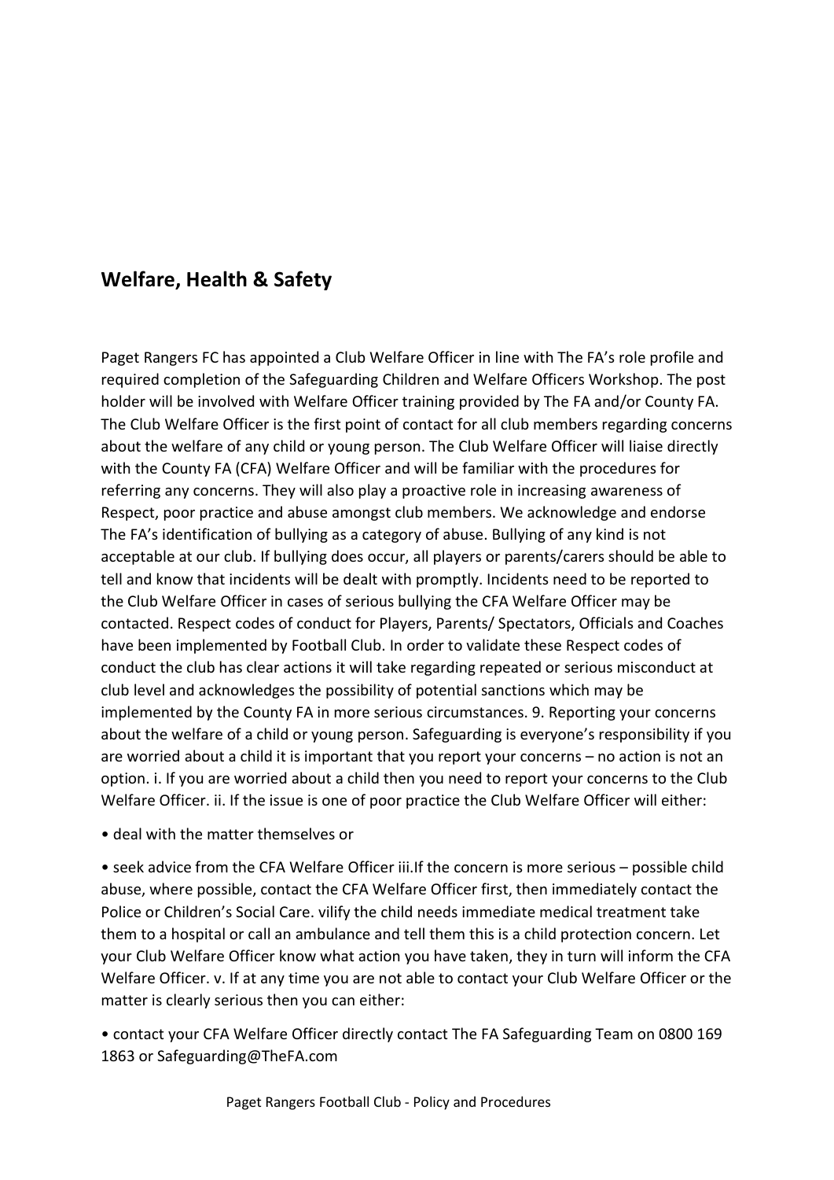## Welfare, Health & Safety

Paget Rangers FC has appointed a Club Welfare Officer in line with The FA's role profile and required completion of the Safeguarding Children and Welfare Officers Workshop. The post holder will be involved with Welfare Officer training provided by The FA and/or County FA. The Club Welfare Officer is the first point of contact for all club members regarding concerns about the welfare of any child or young person. The Club Welfare Officer will liaise directly with the County FA (CFA) Welfare Officer and will be familiar with the procedures for referring any concerns. They will also play a proactive role in increasing awareness of Respect, poor practice and abuse amongst club members. We acknowledge and endorse The FA's identification of bullying as a category of abuse. Bullying of any kind is not acceptable at our club. If bullying does occur, all players or parents/carers should be able to tell and know that incidents will be dealt with promptly. Incidents need to be reported to the Club Welfare Officer in cases of serious bullying the CFA Welfare Officer may be contacted. Respect codes of conduct for Players, Parents/ Spectators, Officials and Coaches have been implemented by Football Club. In order to validate these Respect codes of conduct the club has clear actions it will take regarding repeated or serious misconduct at club level and acknowledges the possibility of potential sanctions which may be implemented by the County FA in more serious circumstances. 9. Reporting your concerns about the welfare of a child or young person. Safeguarding is everyone's responsibility if you are worried about a child it is important that you report your concerns – no action is not an option. i. If you are worried about a child then you need to report your concerns to the Club Welfare Officer. ii. If the issue is one of poor practice the Club Welfare Officer will either:

• deal with the matter themselves or

• seek advice from the CFA Welfare Officer iii.If the concern is more serious – possible child abuse, where possible, contact the CFA Welfare Officer first, then immediately contact the Police or Children's Social Care. vilify the child needs immediate medical treatment take them to a hospital or call an ambulance and tell them this is a child protection concern. Let your Club Welfare Officer know what action you have taken, they in turn will inform the CFA Welfare Officer. v. If at any time you are not able to contact your Club Welfare Officer or the matter is clearly serious then you can either:

• contact your CFA Welfare Officer directly contact The FA Safeguarding Team on 0800 169 1863 or Safeguarding@TheFA.com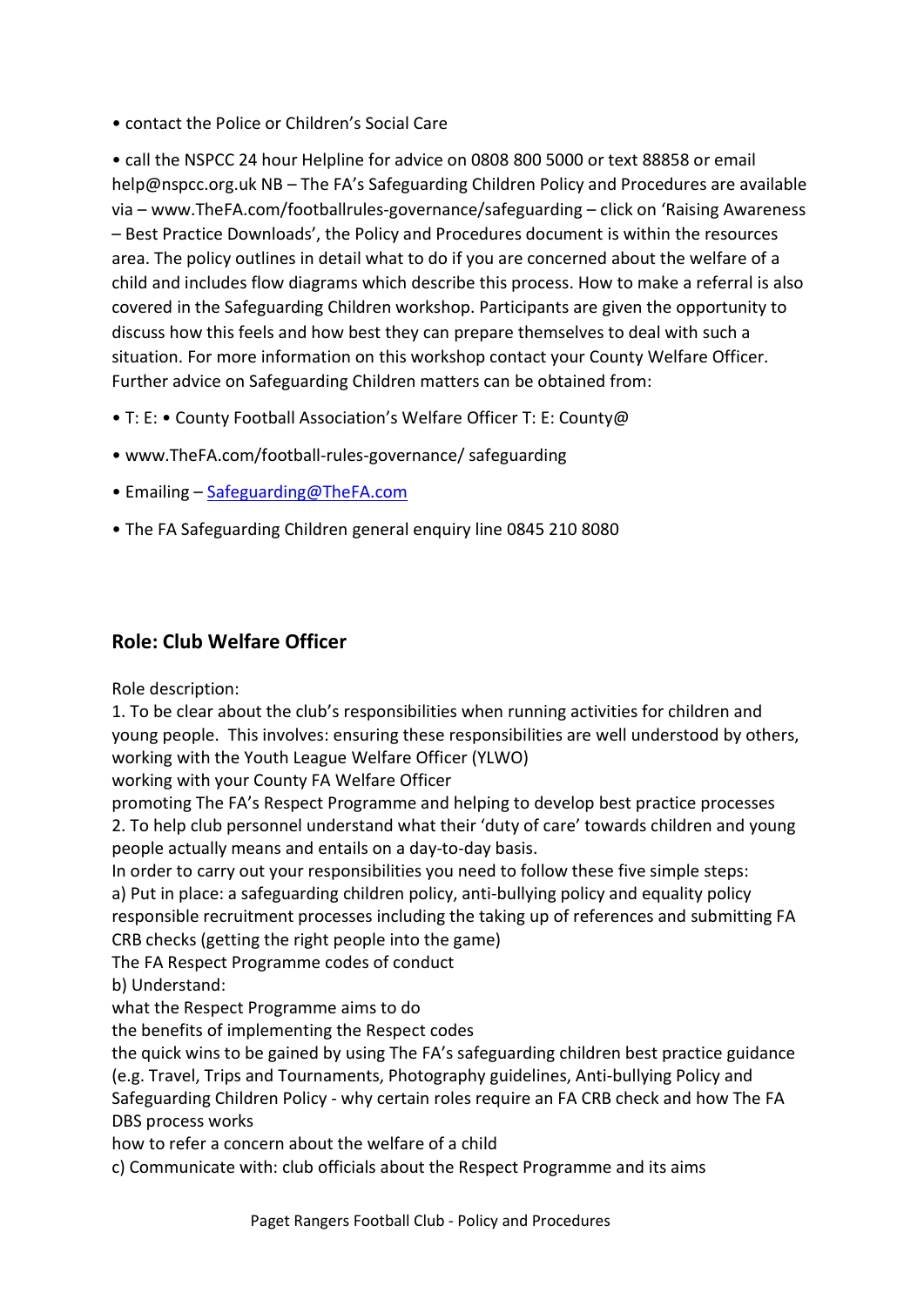• contact the Police or Children's Social Care

• call the NSPCC 24 hour Helpline for advice on 0808 800 5000 or text 88858 or email help@nspcc.org.uk NB – The FA's Safeguarding Children Policy and Procedures are available via – www.TheFA.com/footballrules-governance/safeguarding – click on 'Raising Awareness – Best Practice Downloads', the Policy and Procedures document is within the resources area. The policy outlines in detail what to do if you are concerned about the welfare of a child and includes flow diagrams which describe this process. How to make a referral is also covered in the Safeguarding Children workshop. Participants are given the opportunity to discuss how this feels and how best they can prepare themselves to deal with such a situation. For more information on this workshop contact your County Welfare Officer. Further advice on Safeguarding Children matters can be obtained from:

• T: E: • County Football Association's Welfare Officer T: E: County@

• www.TheFA.com/football-rules-governance/ safeguarding

• Emailing – Safeguarding@TheFA.com

• The FA Safeguarding Children general enquiry line 0845 210 8080

## Role: Club Welfare Officer

Role description:

1. To be clear about the club's responsibilities when running activities for children and young people. This involves: ensuring these responsibilities are well understood by others, working with the Youth League Welfare Officer (YLWO)
working with your County FA Welfare Officer
promoting The FA's Respect Programme and helping to develop best practice processes
2. To help club personnel understand what their 'duty of care' towards children and young people actually means and entails on a day-to-day basis.

In order to carry out your responsibilities you need to follow these five simple steps:

a) Put in place: a safeguarding children policy, anti-bullying policy and equality policy
responsible recruitment processes including the taking up of references and submitting FA CRB checks (getting the right people into the game)
The FA Respect Programme codes of conduct

b) Understand:
what the Respect Programme aims to do
the benefits of implementing the Respect codes
the quick wins to be gained by using The FA's safeguarding children best practice guidance (e.g. Travel, Trips and Tournaments, Photography guidelines, Anti-bullying Policy and Safeguarding Children Policy - why certain roles require an FA CRB check and how The FA DBS process works
how to refer a concern about the welfare of a child

c) Communicate with: club officials about the Respect Programme and its aims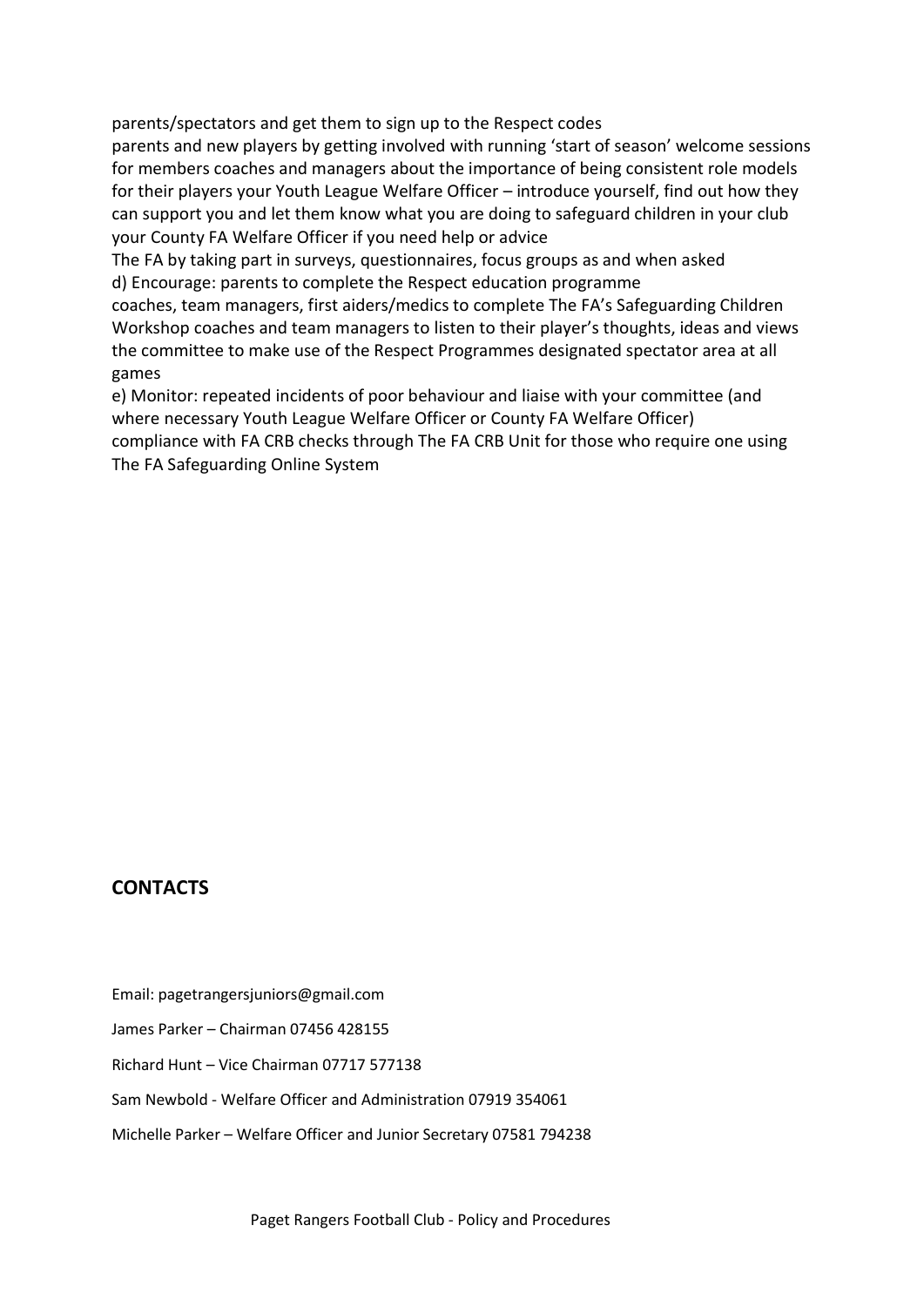parents/spectators and get them to sign up to the Respect codes
parents and new players by getting involved with running 'start of season' welcome sessions for members coaches and managers about the importance of being consistent role models for their players your Youth League Welfare Officer – introduce yourself, find out how they can support you and let them know what you are doing to safeguard children in your club your County FA Welfare Officer if you need help or advice
The FA by taking part in surveys, questionnaires, focus groups as and when asked
d) Encourage: parents to complete the Respect education programme
coaches, team managers, first aiders/medics to complete The FA's Safeguarding Children Workshop coaches and team managers to listen to their player's thoughts, ideas and views the committee to make use of the Respect Programmes designated spectator area at all games
e) Monitor: repeated incidents of poor behaviour and liaise with your committee (and where necessary Youth League Welfare Officer or County FA Welfare Officer)
compliance with FA CRB checks through The FA CRB Unit for those who require one using The FA Safeguarding Online System

## CONTACTS

Email: pagetrangersjuniors@gmail.com

James Parker – Chairman 07456 428155

Richard Hunt – Vice Chairman 07717 577138

Sam Newbold - Welfare Officer and Administration 07919 354061

Michelle Parker – Welfare Officer and Junior Secretary 07581 794238